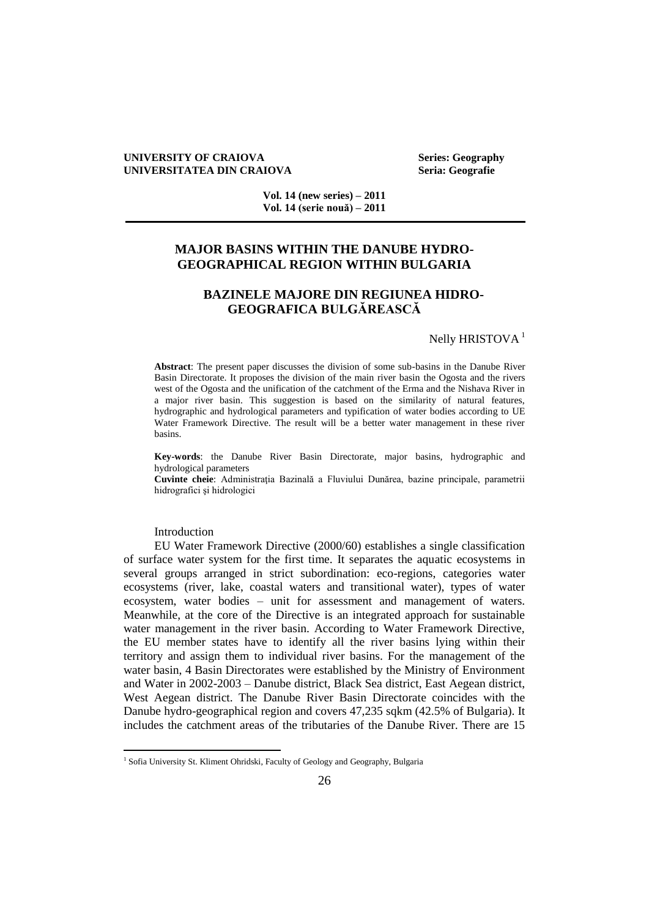UNIVERSITY OF CRAIOVA
UNIVERSITATEA DIN CRAIOVA

Series: Geography
Seria: Geografie

Vol. 14 (new series) – 2011
Vol. 14 (serie nouă) – 2011

# MAJOR BASINS WITHIN THE DANUBE HYDRO-GEOGRAPHICAL REGION WITHIN BULGARIA

# BAZINELE MAJORE DIN REGIUNEA HIDRO-GEOGRAFICA BULGĂREASCĂ

Nelly HRISTOVA [1]

**Abstract**: The present paper discusses the division of some sub-basins in the Danube River Basin Directorate. It proposes the division of the main river basin the Ogosta and the rivers west of the Ogosta and the unification of the catchment of the Erma and the Nishava River in a major river basin. This suggestion is based on the similarity of natural features, hydrographic and hydrological parameters and typification of water bodies according to UE Water Framework Directive. The result will be a better water management in these river basins.

**Key-words**: the Danube River Basin Directorate, major basins, hydrographic and hydrological parameters

**Cuvinte cheie**: Administrația Bazinală a Fluviului Dunărea, bazine principale, parametrii hidrografici şi hidrologici

## Introduction

EU Water Framework Directive (2000/60) establishes a single classification of surface water system for the first time. It separates the aquatic ecosystems in several groups arranged in strict subordination: eco-regions, categories water ecosystems (river, lake, coastal waters and transitional water), types of water ecosystem, water bodies – unit for assessment and management of waters. Meanwhile, at the core of the Directive is an integrated approach for sustainable water management in the river basin. According to Water Framework Directive, the EU member states have to identify all the river basins lying within their territory and assign them to individual river basins. For the management of the water basin, 4 Basin Directorates were established by the Ministry of Environment and Water in 2002-2003 – Danube district, Black Sea district, East Aegean district, West Aegean district. The Danube River Basin Directorate coincides with the Danube hydro-geographical region and covers 47,235 sqkm (42.5% of Bulgaria). It includes the catchment areas of the tributaries of the Danube River. There are 15

[1] Sofia University St. Kliment Ohridski, Faculty of Geology and Geography, Bulgaria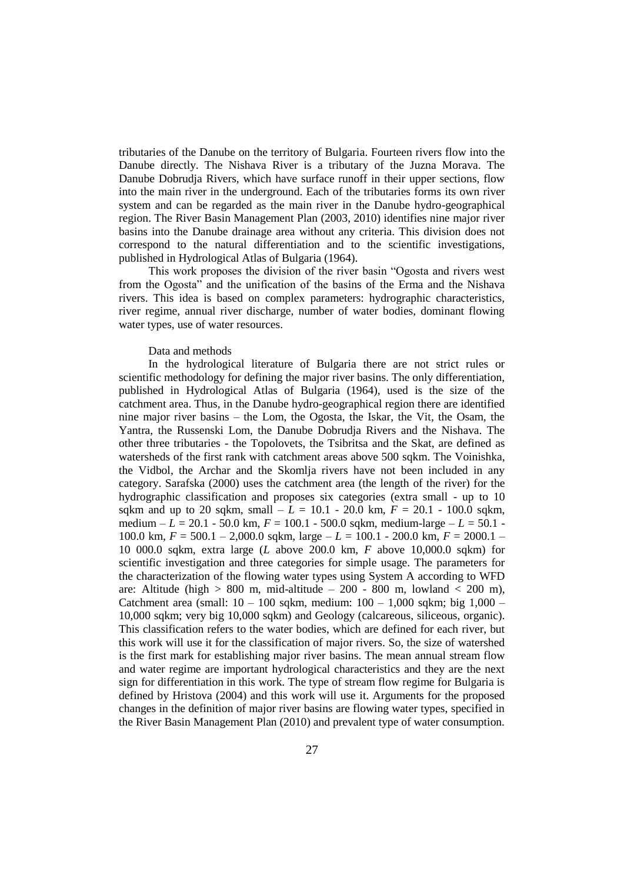tributaries of the Danube on the territory of Bulgaria. Fourteen rivers flow into the Danube directly. The Nishava River is a tributary of the Juzna Morava. The Danube Dobrudja Rivers, which have surface runoff in their upper sections, flow into the main river in the underground. Each of the tributaries forms its own river system and can be regarded as the main river in the Danube hydro-geographical region. The River Basin Management Plan (2003, 2010) identifies nine major river basins into the Danube drainage area without any criteria. This division does not correspond to the natural differentiation and to the scientific investigations, published in Hydrological Atlas of Bulgaria (1964).

This work proposes the division of the river basin "Ogosta and rivers west from the Ogosta" and the unification of the basins of the Erma and the Nishava rivers. This idea is based on complex parameters: hydrographic characteristics, river regime, annual river discharge, number of water bodies, dominant flowing water types, use of water resources.

## Data and methods

In the hydrological literature of Bulgaria there are not strict rules or scientific methodology for defining the major river basins. The only differentiation, published in Hydrological Atlas of Bulgaria (1964), used is the size of the catchment area. Thus, in the Danube hydro-geographical region there are identified nine major river basins – the Lom, the Ogosta, the Iskar, the Vit, the Osam, the Yantra, the Russenski Lom, the Danube Dobrudja Rivers and the Nishava. The other three tributaries - the Topolovets, the Tsibritsa and the Skat, are defined as watersheds of the first rank with catchment areas above 500 sqkm. The Voinishka, the Vidbol, the Archar and the Skomlja rivers have not been included in any category. Sarafska (2000) uses the catchment area (the length of the river) for the hydrographic classification and proposes six categories (extra small - up to 10 sqkm and up to 20 sqkm, small – $L$ = 10.1 - 20.0 km, $F$ = 20.1 - 100.0 sqkm, medium – $L$ = 20.1 - 50.0 km, $F$ = 100.1 - 500.0 sqkm, medium-large – $L$ = 50.1 - 100.0 km, $F$ = 500.1 – 2,000.0 sqkm, large – $L$ = 100.1 - 200.0 km, $F$ = 2000.1 – 10 000.0 sqkm, extra large ($L$ above 200.0 km, $F$ above 10,000.0 sqkm) for scientific investigation and three categories for simple usage. The parameters for the characterization of the flowing water types using System A according to WFD are: Altitude (high > 800 m, mid-altitude – 200 - 800 m, lowland < 200 m), Catchment area (small: 10 – 100 sqkm, medium: 100 – 1,000 sqkm; big 1,000 – 10,000 sqkm; very big 10,000 sqkm) and Geology (calcareous, siliceous, organic). This classification refers to the water bodies, which are defined for each river, but this work will use it for the classification of major rivers. So, the size of watershed is the first mark for establishing major river basins. The mean annual stream flow and water regime are important hydrological characteristics and they are the next sign for differentiation in this work. The type of stream flow regime for Bulgaria is defined by Hristova (2004) and this work will use it. Arguments for the proposed changes in the definition of major river basins are flowing water types, specified in the River Basin Management Plan (2010) and prevalent type of water consumption.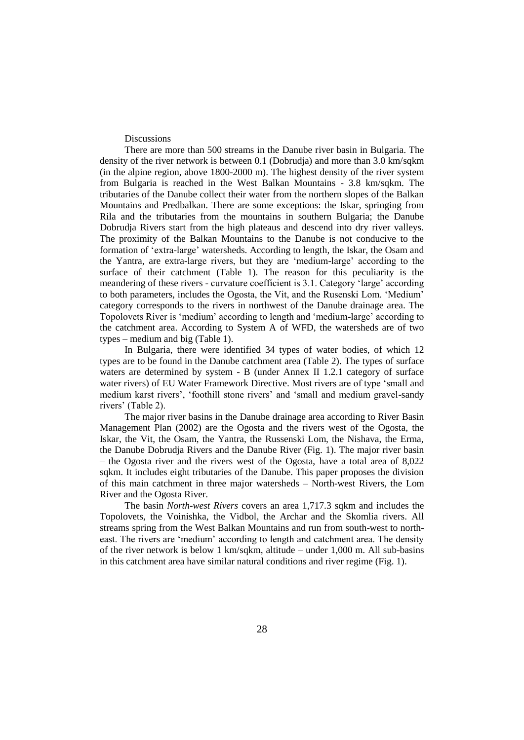## Discussions

There are more than 500 streams in the Danube river basin in Bulgaria. The density of the river network is between 0.1 (Dobrudja) and more than 3.0 km/sqkm (in the alpine region, above 1800-2000 m). The highest density of the river system from Bulgaria is reached in the West Balkan Mountains - 3.8 km/sqkm. The tributaries of the Danube collect their water from the northern slopes of the Balkan Mountains and Predbalkan. There are some exceptions: the Iskar, springing from Rila and the tributaries from the mountains in southern Bulgaria; the Danube Dobrudja Rivers start from the high plateaus and descend into dry river valleys. The proximity of the Balkan Mountains to the Danube is not conducive to the formation of 'extra-large' watersheds. According to length, the Iskar, the Osam and the Yantra, are extra-large rivers, but they are 'medium-large' according to the surface of their catchment (Table 1). The reason for this peculiarity is the meandering of these rivers - curvature coefficient is 3.1. Category 'large' according to both parameters, includes the Ogosta, the Vit, and the Rusenski Lom. 'Medium' category corresponds to the rivers in northwest of the Danube drainage area. The Topolovets River is 'medium' according to length and 'medium-large' according to the catchment area. According to System A of WFD, the watersheds are of two types – medium and big (Table 1).

In Bulgaria, there were identified 34 types of water bodies, of which 12 types are to be found in the Danube catchment area (Table 2). The types of surface waters are determined by system - B (under Annex II 1.2.1 category of surface water rivers) of EU Water Framework Directive. Most rivers are of type 'small and medium karst rivers', 'foothill stone rivers' and 'small and medium gravel-sandy rivers' (Table 2).

The major river basins in the Danube drainage area according to River Basin Management Plan (2002) are the Ogosta and the rivers west of the Ogosta, the Iskar, the Vit, the Osam, the Yantra, the Russenski Lom, the Nishava, the Erma, the Danube Dobrudja Rivers and the Danube River (Fig. 1). The major river basin – the Ogosta river and the rivers west of the Ogosta, have a total area of 8,022 sqkm. It includes eight tributaries of the Danube. This paper proposes the division of this main catchment in three major watersheds – North-west Rivers, the Lom River and the Ogosta River.

The basin *North-west Rivers* covers an area 1,717.3 sqkm and includes the Topolovets, the Voinishka, the Vidbol, the Archar and the Skomlia rivers. All streams spring from the West Balkan Mountains and run from south-west to north-east. The rivers are 'medium' according to length and catchment area. The density of the river network is below 1 km/sqkm, altitude – under 1,000 m. All sub-basins in this catchment area have similar natural conditions and river regime (Fig. 1).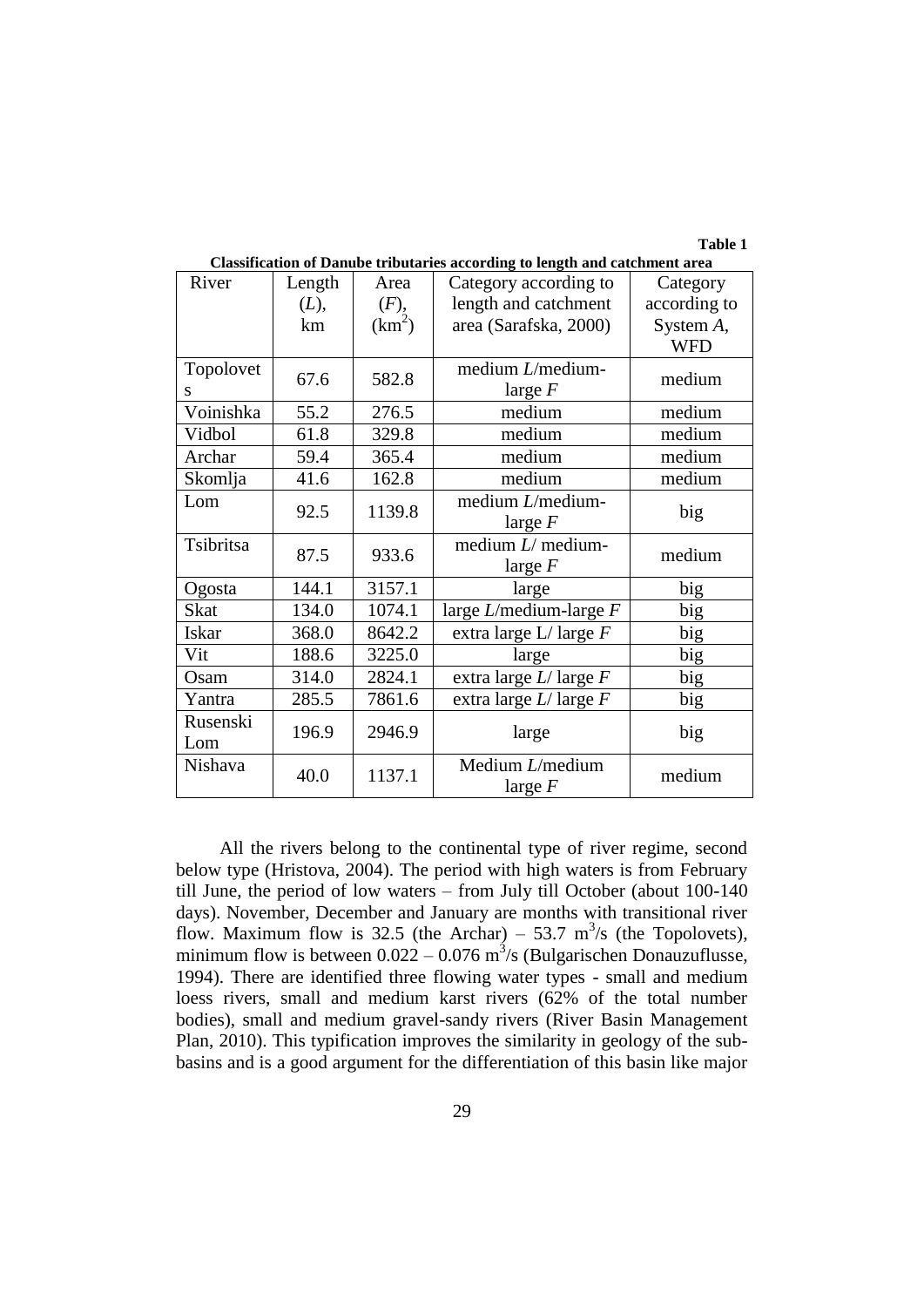**Table 1**

**Classification of Danube tributaries according to length and catchment area**

| River | Length ($L$), km | Area ($F$), ($km^2$) | Category according to length and catchment area (Sarafska, 2000) | Category according to System $A$, WFD |
|---|---|---|---|---|
| Topolovets | 67.6 | 582.8 | medium $L$/medium-large $F$ | medium |
| Voinishka | 55.2 | 276.5 | medium | medium |
| Vidbol | 61.8 | 329.8 | medium | medium |
| Archar | 59.4 | 365.4 | medium | medium |
| Skomlja | 41.6 | 162.8 | medium | medium |
| Lom | 92.5 | 1139.8 | medium $L$/medium-large $F$ | big |
| Tsibritsa | 87.5 | 933.6 | medium $L$/ medium-large $F$ | medium |
| Ogosta | 144.1 | 3157.1 | large | big |
| Skat | 134.0 | 1074.1 | large $L$/medium-large $F$ | big |
| Iskar | 368.0 | 8642.2 | extra large L/ large $F$ | big |
| Vit | 188.6 | 3225.0 | large | big |
| Osam | 314.0 | 2824.1 | extra large $L$/ large $F$ | big |
| Yantra | 285.5 | 7861.6 | extra large $L$/ large $F$ | big |
| Rusenski Lom | 196.9 | 2946.9 | large | big |
| Nishava | 40.0 | 1137.1 | Medium $L$/medium large $F$ | medium |

All the rivers belong to the continental type of river regime, second below type (Hristova, 2004). The period with high waters is from February till June, the period of low waters – from July till October (about 100-140 days). November, December and January are months with transitional river flow. Maximum flow is 32.5 (the Archar) – 53.7 $m^3/s$ (the Topolovets), minimum flow is between 0.022 – 0.076 $m^3/s$ (Bulgarischen Donauzuflusse, 1994). There are identified three flowing water types - small and medium loess rivers, small and medium karst rivers (62% of the total number bodies), small and medium gravel-sandy rivers (River Basin Management Plan, 2010). This typification improves the similarity in geology of the sub-basins and is a good argument for the differentiation of this basin like major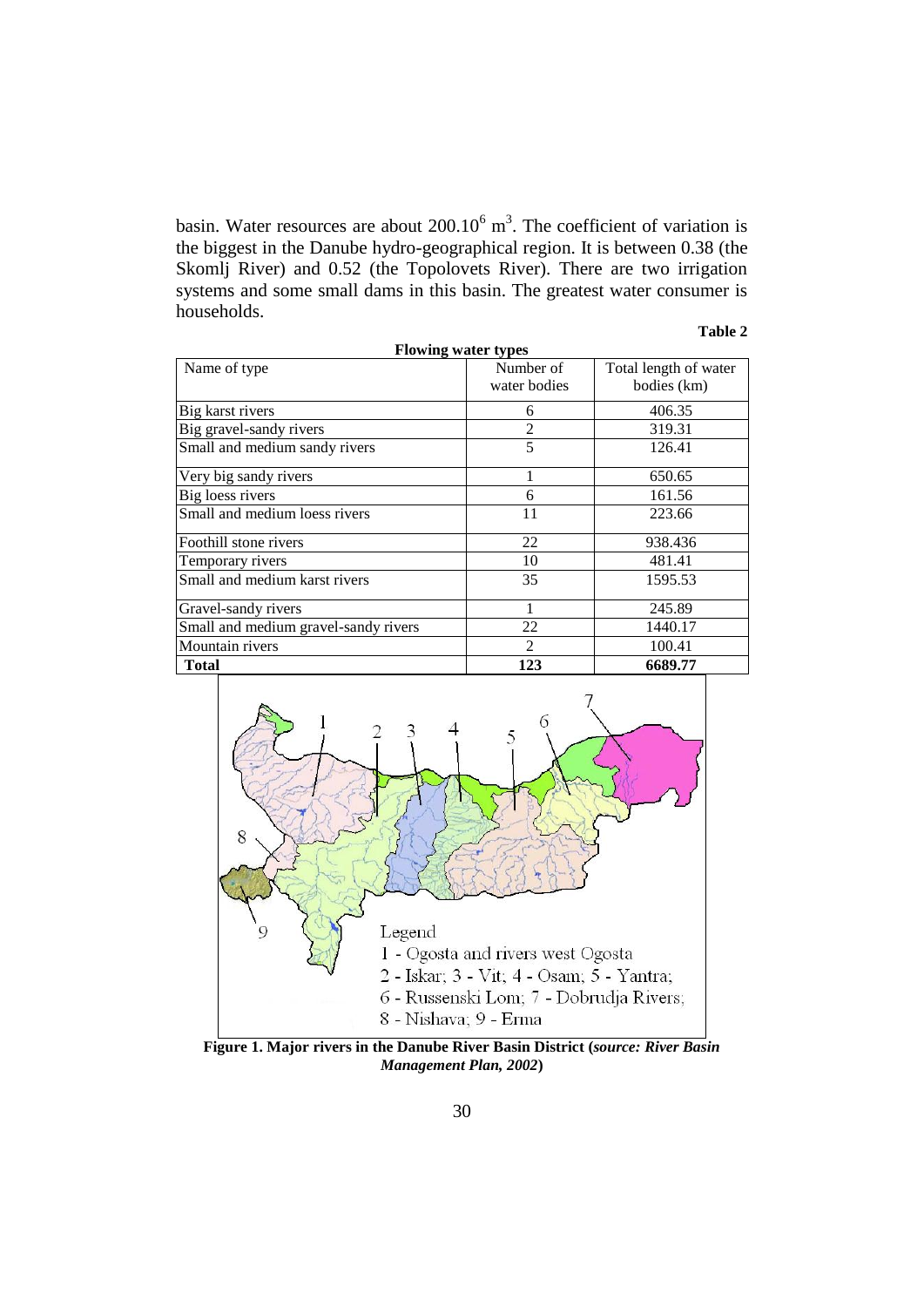basin. Water resources are about $200.10^6$ $m^3$. The coefficient of variation is the biggest in the Danube hydro-geographical region. It is between 0.38 (the Skomlj River) and 0.52 (the Topolovets River). There are two irrigation systems and some small dams in this basin. The greatest water consumer is households.

**Table 2**

**Flowing water types**

| Name of type | Number of water bodies | Total length of water bodies (km) |
|---|---|---|
| Big karst rivers | 6 | 406.35 |
| Big gravel-sandy rivers | 2 | 319.31 |
| Small and medium sandy rivers | 5 | 126.41 |
| Very big sandy rivers | 1 | 650.65 |
| Big loess rivers | 6 | 161.56 |
| Small and medium loess rivers | 11 | 223.66 |
| Foothill stone rivers | 22 | 938.436 |
| Temporary rivers | 10 | 481.41 |
| Small and medium karst rivers | 35 | 1595.53 |
| Gravel-sandy rivers | 1 | 245.89 |
| Small and medium gravel-sandy rivers | 22 | 1440.17 |
| Mountain rivers | 2 | 100.41 |
| **Total** | **123** | **6689.77** |

Legend
1 - Ogosta and rivers west Ogosta
2 - Iskar; 3 - Vit; 4 - Osam; 5 - Yantra;
6 - Russenski Lom; 7 - Dobrudja Rivers;
8 - Nishava; 9 - Erma

**Figure 1. Major rivers in the Danube River Basin District (*source: River Basin Management Plan, 2002*)**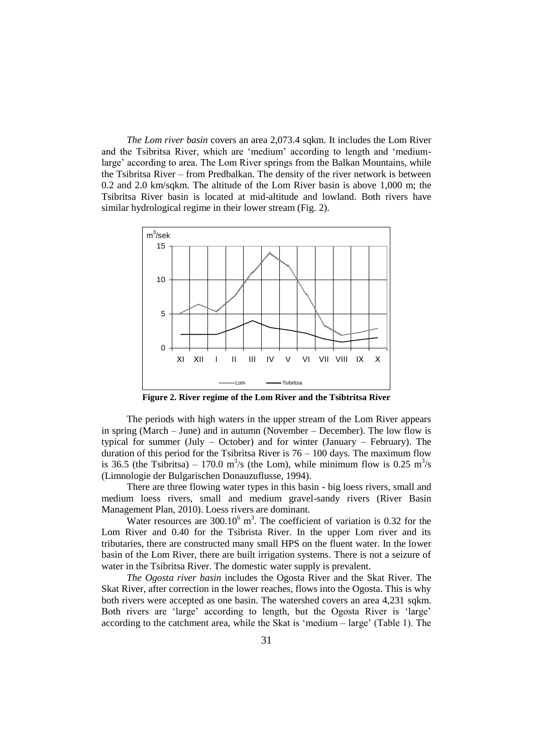*The Lom river basin* covers an area 2,073.4 sqkm. It includes the Lom River and the Tsibritsa River, which are 'medium' according to length and 'medium-large' according to area. The Lom River springs from the Balkan Mountains, while the Tsibritsa River – from Predbalkan. The density of the river network is between 0.2 and 2.0 km/sqkm. The altitude of the Lom River basin is above 1,000 m; the Tsibritsa River basin is located at mid-altitude and lowland. Both rivers have similar hydrological regime in their lower stream (Fig. 2).

**Figure 2. River regime of the Lom River and the Tsibtritsa River**

The periods with high waters in the upper stream of the Lom River appears in spring (March – June) and in autumn (November – December). The low flow is typical for summer (July – October) and for winter (January – February). The duration of this period for the Tsibritsa River is 76 – 100 days. The maximum flow is 36.5 (the Tsibritsa) – 170.0 $m^3/s$ (the Lom), while minimum flow is 0.25 $m^3/s$ (Limnologie der Bulgarischen Donauzuflusse, 1994).

There are three flowing water types in this basin - big loess rivers, small and medium loess rivers, small and medium gravel-sandy rivers (River Basin Management Plan, 2010). Loess rivers are dominant.

Water resources are $300.10^6$ $m^3$. The coefficient of variation is 0.32 for the Lom River and 0.40 for the Tsibrista River. In the upper Lom river and its tributaries, there are constructed many small HPS on the fluent water. In the lower basin of the Lom River, there are built irrigation systems. There is not a seizure of water in the Tsibritsa River. The domestic water supply is prevalent.

*The Ogosta river basin* includes the Ogosta River and the Skat River. The Skat River, after correction in the lower reaches, flows into the Ogosta. This is why both rivers were accepted as one basin. The watershed covers an area 4,231 sqkm. Both rivers are 'large' according to length, but the Ogosta River is 'large' according to the catchment area, while the Skat is 'medium – large' (Table 1). The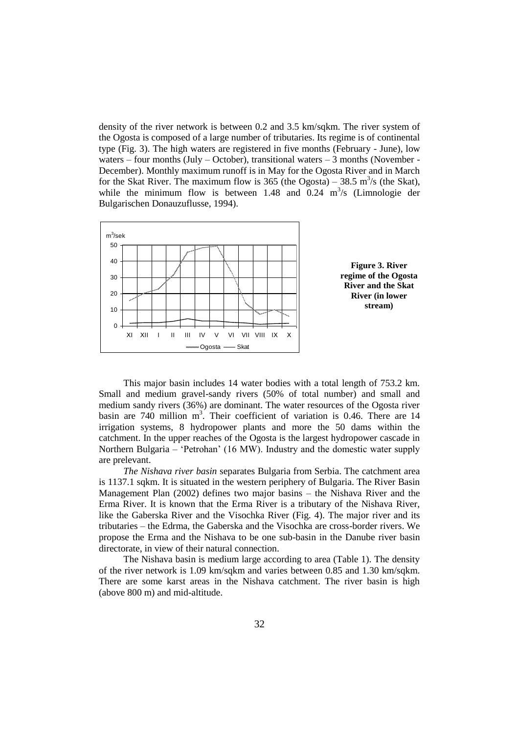density of the river network is between 0.2 and 3.5 km/sqkm. The river system of the Ogosta is composed of a large number of tributaries. Its regime is of continental type (Fig. 3). The high waters are registered in five months (February - June), low waters – four months (July – October), transitional waters – 3 months (November - December). Monthly maximum runoff is in May for the Ogosta River and in March for the Skat River. The maximum flow is 365 (the Ogosta) – 38.5 $m^3$/s (the Skat), while the minimum flow is between 1.48 and 0.24 $m^3$/s (Limnologie der Bulgarischen Donauzuflusse, 1994).

**Figure 3. River regime of the Ogosta River and the Skat River (in lower stream)**

This major basin includes 14 water bodies with a total length of 753.2 km. Small and medium gravel-sandy rivers (50% of total number) and small and medium sandy rivers (36%) are dominant. The water resources of the Ogosta river basin are 740 million $m^3$. Their coefficient of variation is 0.46. There are 14 irrigation systems, 8 hydropower plants and more the 50 dams within the catchment. In the upper reaches of the Ogosta is the largest hydropower cascade in Northern Bulgaria – 'Petrohan' (16 MW). Industry and the domestic water supply are prelevant.

*The Nishava river basin* separates Bulgaria from Serbia. The catchment area is 1137.1 sqkm. It is situated in the western periphery of Bulgaria. The River Basin Management Plan (2002) defines two major basins – the Nishava River and the Erma River. It is known that the Erma River is a tributary of the Nishava River, like the Gaberska River and the Visochka River (Fig. 4). The major river and its tributaries – the Edrma, the Gaberska and the Visochka are cross-border rivers. We propose the Erma and the Nishava to be one sub-basin in the Danube river basin directorate, in view of their natural connection.

The Nishava basin is medium large according to area (Table 1). The density of the river network is 1.09 km/sqkm and varies between 0.85 and 1.30 km/sqkm. There are some karst areas in the Nishava catchment. The river basin is high (above 800 m) and mid-altitude.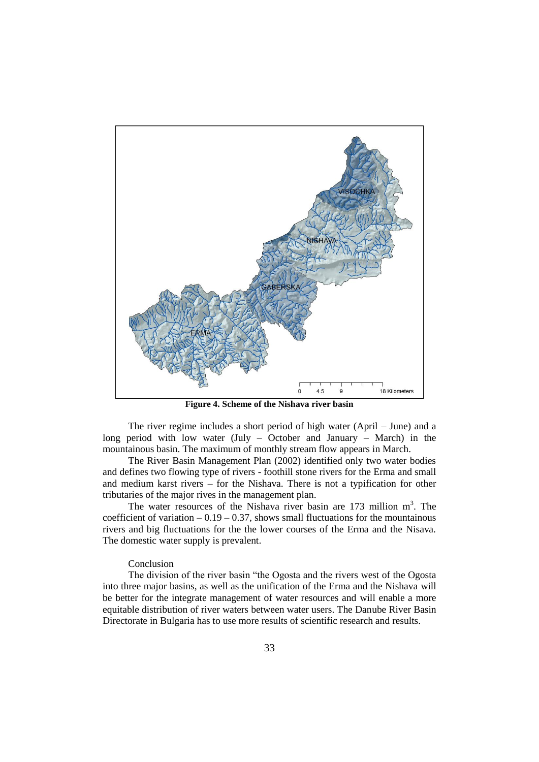**Figure 4. Scheme of the Nishava river basin**

The river regime includes a short period of high water (April – June) and a long period with low water (July – October and January – March) in the mountainous basin. The maximum of monthly stream flow appears in March.

The River Basin Management Plan (2002) identified only two water bodies and defines two flowing type of rivers - foothill stone rivers for the Erma and small and medium karst rivers – for the Nishava. There is not a typification for other tributaries of the major rives in the management plan.

The water resources of the Nishava river basin are 173 million m$^3$. The coefficient of variation – 0.19 – 0.37, shows small fluctuations for the mountainous rivers and big fluctuations for the the lower courses of the Erma and the Nisava. The domestic water supply is prevalent.

Conclusion

The division of the river basin "the Ogosta and the rivers west of the Ogosta into three major basins, as well as the unification of the Erma and the Nishava will be better for the integrate management of water resources and will enable a more equitable distribution of river waters between water users. The Danube River Basin Directorate in Bulgaria has to use more results of scientific research and results.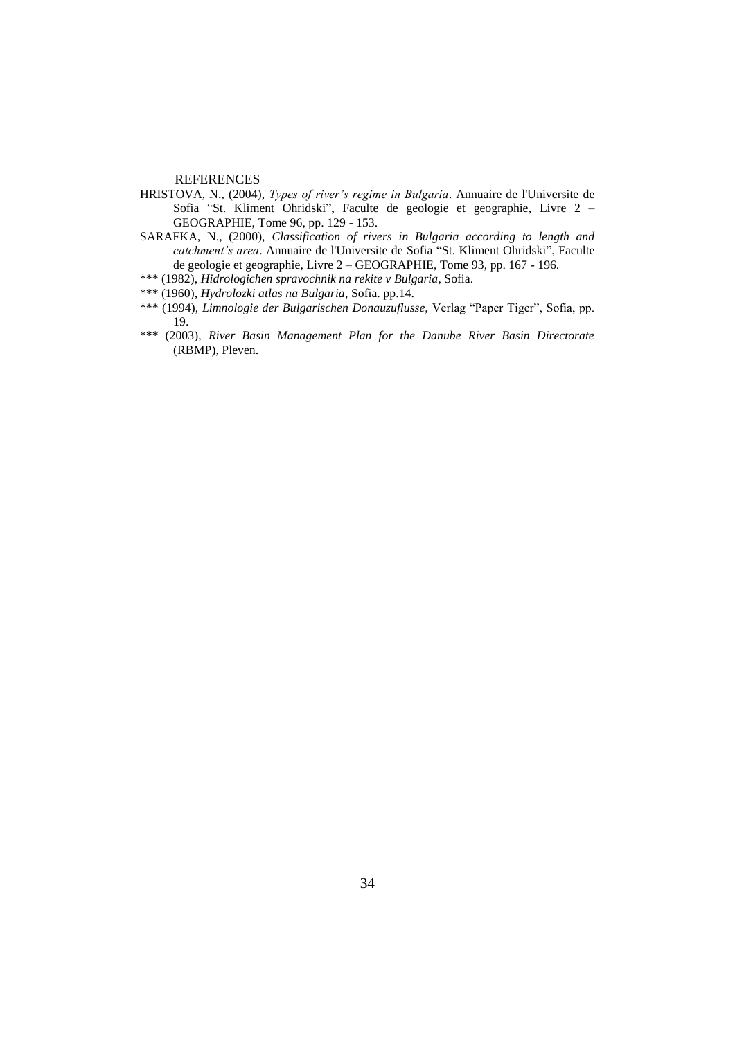## REFERENCES

HRISTOVA, N., (2004), *Types of river's regime in Bulgaria*. Annuaire de l'Universite de Sofia "St. Kliment Ohridski", Faculte de geologie et geographie, Livre 2 – GEOGRAPHIE, Tome 96, pp. 129 - 153.

SARAFKA, N., (2000), *Classification of rivers in Bulgaria according to length and catchment's area*. Annuaire de l'Universite de Sofia "St. Kliment Ohridski", Faculte de geologie et geographie, Livre 2 – GEOGRAPHIE, Tome 93, pp. 167 - 196.

*** (1982), *Hidrologichen spravochnik na rekite v Bulgaria*, Sofia.

*** (1960), *Hydrolozki atlas na Bulgaria*, Sofia. pp.14.

*** (1994), *Limnologie der Bulgarischen Donauzuflusse*, Verlag "Paper Tiger", Sofia, pp. 19.

*** (2003), *River Basin Management Plan for the Danube River Basin Directorate* (RBMP), Pleven.